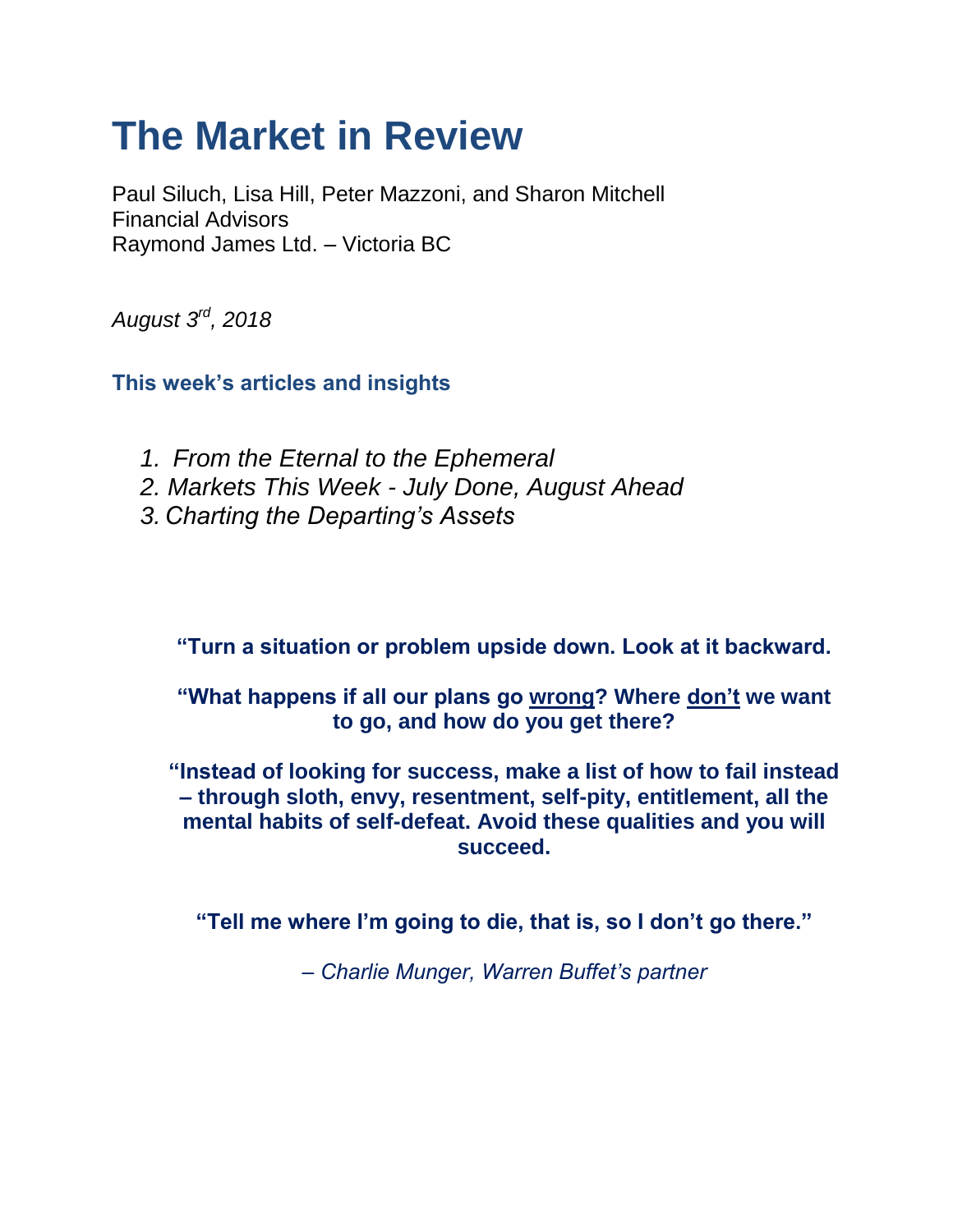# The Market in Review

Paul Siluch, Lisa Hill, Peter Mazzoni, and Sharon Mitchell
Financial Advisors
Raymond James Ltd. – Victoria BC

*August 3rd, 2018*

## This week's articles and insights

1. *From the Eternal to the Ephemeral*
2. *Markets This Week - July Done, August Ahead*
3. *Charting the Departing's Assets*

**"Turn a situation or problem upside down. Look at it backward.**

**"What happens if all our plans go wrong? Where don't we want to go, and how do you get there?**

**"Instead of looking for success, make a list of how to fail instead – through sloth, envy, resentment, self-pity, entitlement, all the mental habits of self-defeat. Avoid these qualities and you will succeed.**

**"Tell me where I'm going to die, that is, so I don't go there."**

*– Charlie Munger, Warren Buffet's partner*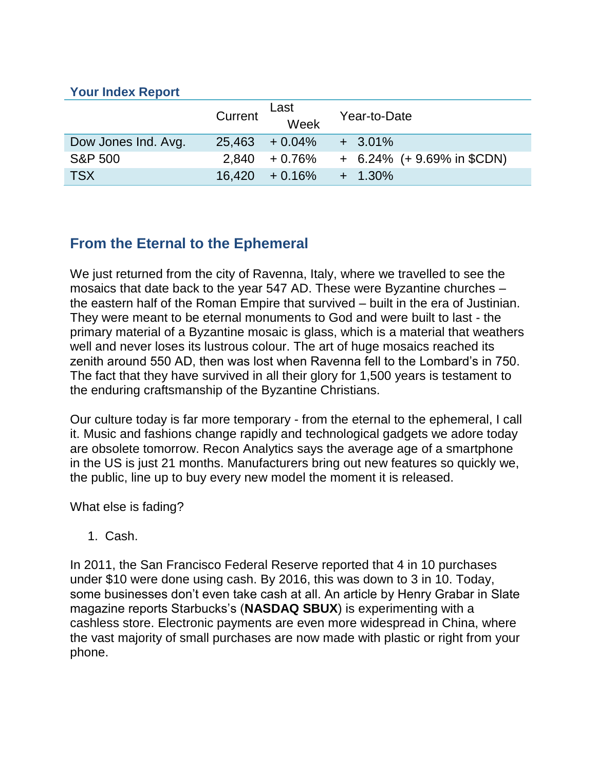### Your Index Report

| | Current | Last Week | Year-to-Date |
|---|---|---|---|
| Dow Jones Ind. Avg. | 25,463 | + 0.04% | + 3.01% |
| S&P 500 | 2,840 | + 0.76% | + 6.24% (+ 9.69% in $CDN) |
| TSX | 16,420 | + 0.16% | + 1.30% |

## From the Eternal to the Ephemeral

We just returned from the city of Ravenna, Italy, where we travelled to see the mosaics that date back to the year 547 AD. These were Byzantine churches – the eastern half of the Roman Empire that survived – built in the era of Justinian. They were meant to be eternal monuments to God and were built to last - the primary material of a Byzantine mosaic is glass, which is a material that weathers well and never loses its lustrous colour. The art of huge mosaics reached its zenith around 550 AD, then was lost when Ravenna fell to the Lombard's in 750. The fact that they have survived in all their glory for 1,500 years is testament to the enduring craftsmanship of the Byzantine Christians.

Our culture today is far more temporary - from the eternal to the ephemeral, I call it. Music and fashions change rapidly and technological gadgets we adore today are obsolete tomorrow. Recon Analytics says the average age of a smartphone in the US is just 21 months. Manufacturers bring out new features so quickly we, the public, line up to buy every new model the moment it is released.

What else is fading?

1. Cash.

In 2011, the San Francisco Federal Reserve reported that 4 in 10 purchases under $10 were done using cash. By 2016, this was down to 3 in 10. Today, some businesses don't even take cash at all. An article by Henry Grabar in Slate magazine reports Starbucks's (**NASDAQ SBUX**) is experimenting with a cashless store. Electronic payments are even more widespread in China, where the vast majority of small purchases are now made with plastic or right from your phone.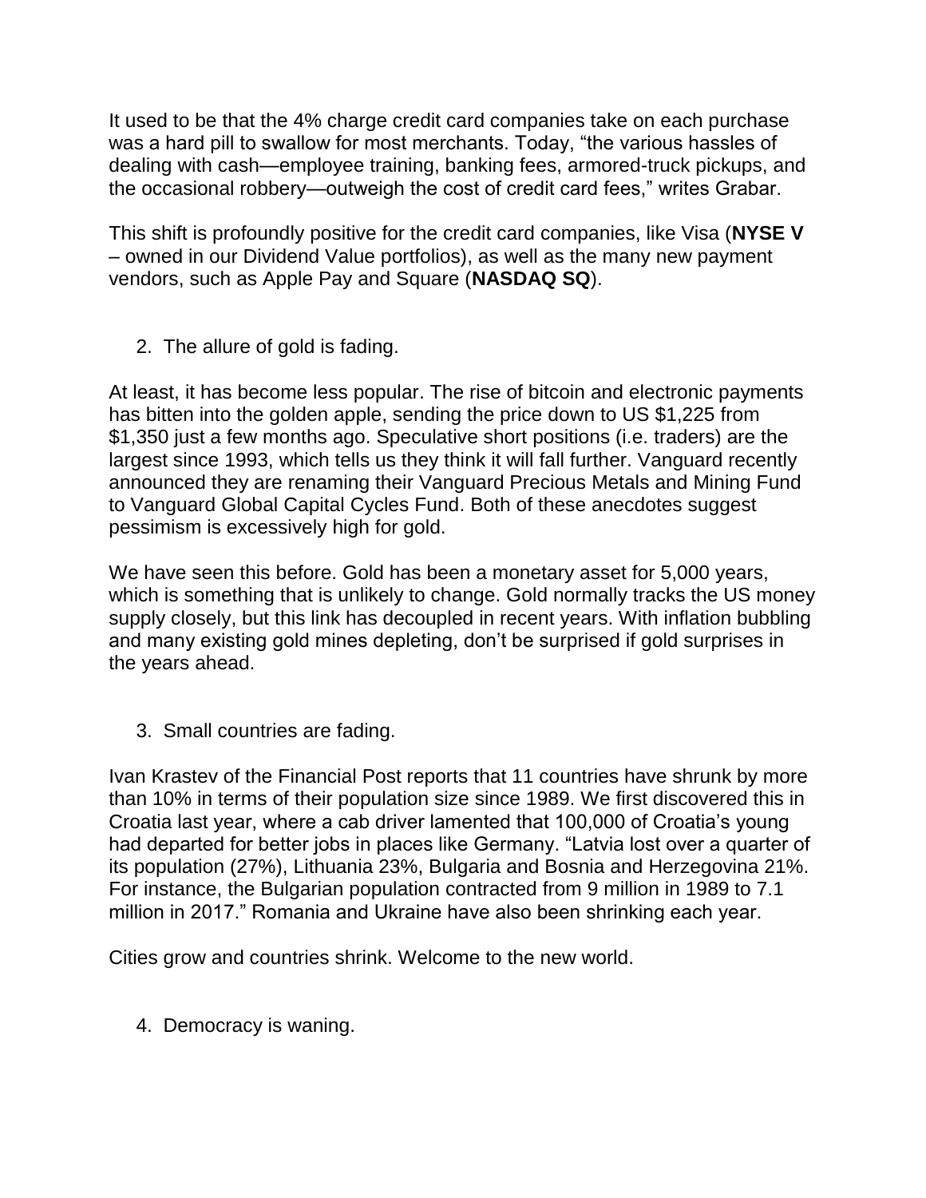It used to be that the 4% charge credit card companies take on each purchase was a hard pill to swallow for most merchants. Today, "the various hassles of dealing with cash—employee training, banking fees, armored-truck pickups, and the occasional robbery—outweigh the cost of credit card fees," writes Grabar.

This shift is profoundly positive for the credit card companies, like Visa (**NYSE V** – owned in our Dividend Value portfolios), as well as the many new payment vendors, such as Apple Pay and Square (**NASDAQ SQ**).

2. The allure of gold is fading.

At least, it has become less popular. The rise of bitcoin and electronic payments has bitten into the golden apple, sending the price down to US $1,225 from $1,350 just a few months ago. Speculative short positions (i.e. traders) are the largest since 1993, which tells us they think it will fall further. Vanguard recently announced they are renaming their Vanguard Precious Metals and Mining Fund to Vanguard Global Capital Cycles Fund. Both of these anecdotes suggest pessimism is excessively high for gold.

We have seen this before. Gold has been a monetary asset for 5,000 years, which is something that is unlikely to change. Gold normally tracks the US money supply closely, but this link has decoupled in recent years. With inflation bubbling and many existing gold mines depleting, don't be surprised if gold surprises in the years ahead.

3. Small countries are fading.

Ivan Krastev of the Financial Post reports that 11 countries have shrunk by more than 10% in terms of their population size since 1989. We first discovered this in Croatia last year, where a cab driver lamented that 100,000 of Croatia's young had departed for better jobs in places like Germany. "Latvia lost over a quarter of its population (27%), Lithuania 23%, Bulgaria and Bosnia and Herzegovina 21%. For instance, the Bulgarian population contracted from 9 million in 1989 to 7.1 million in 2017." Romania and Ukraine have also been shrinking each year.

Cities grow and countries shrink. Welcome to the new world.

4. Democracy is waning.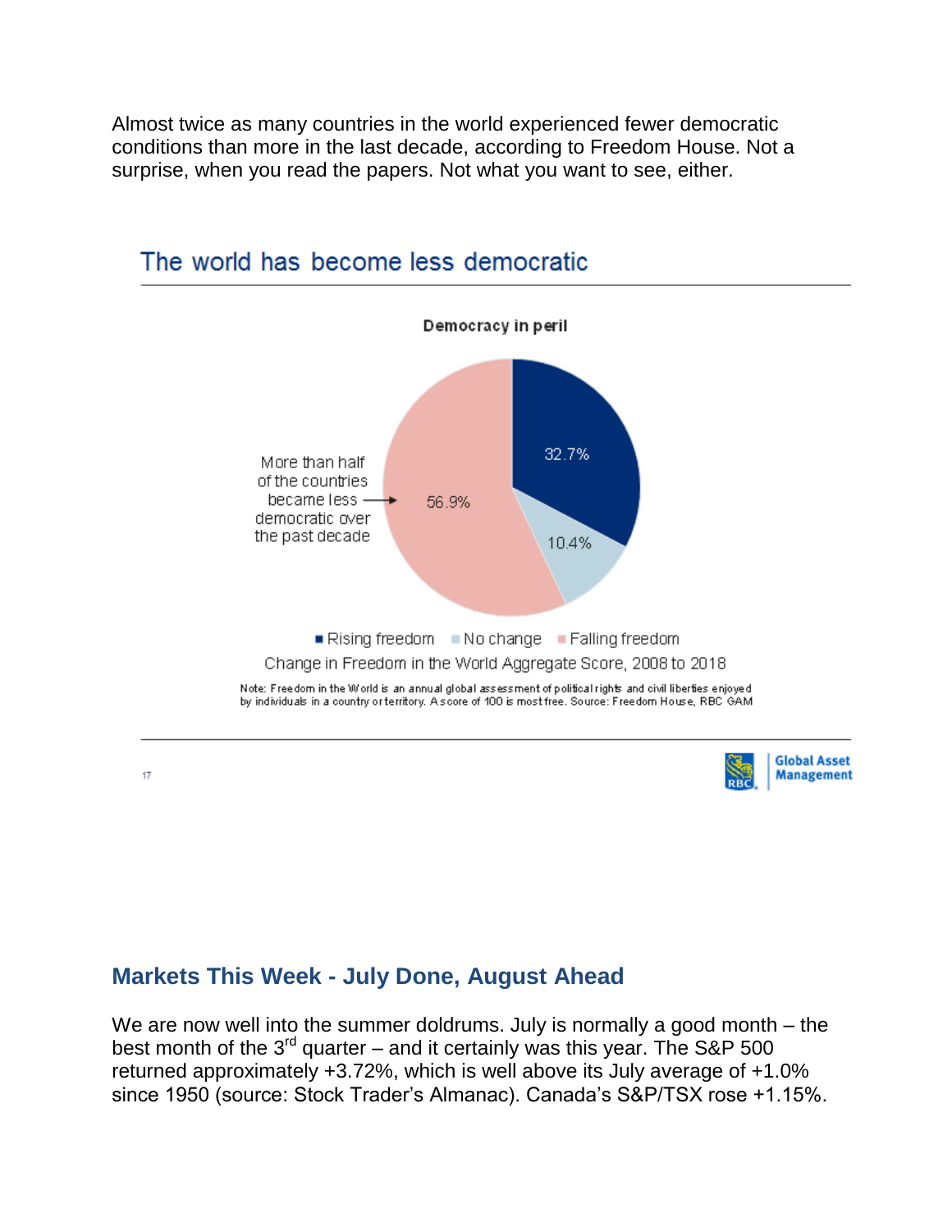Almost twice as many countries in the world experienced fewer democratic conditions than more in the last decade, according to Freedom House. Not a surprise, when you read the papers. Not what you want to see, either.

## The world has become less democratic

**Democracy in peril**

More than half of the countries became less democratic over the past decade

| Category | Share |
|---|---|
| Rising freedom | 32.7% |
| No change | 10.4% |
| Falling freedom | 56.9% |

Change in Freedom in the World Aggregate Score, 2008 to 2018

Note: Freedom in the World is an annual global assessment of political rights and civil liberties enjoyed by individuals in a country or territory. A score of 100 is most free. Source: Freedom House, RBC GAM

## Markets This Week - July Done, August Ahead

We are now well into the summer doldrums. July is normally a good month – the best month of the 3rd quarter – and it certainly was this year. The S&P 500 returned approximately +3.72%, which is well above its July average of +1.0% since 1950 (source: Stock Trader's Almanac). Canada's S&P/TSX rose +1.15%.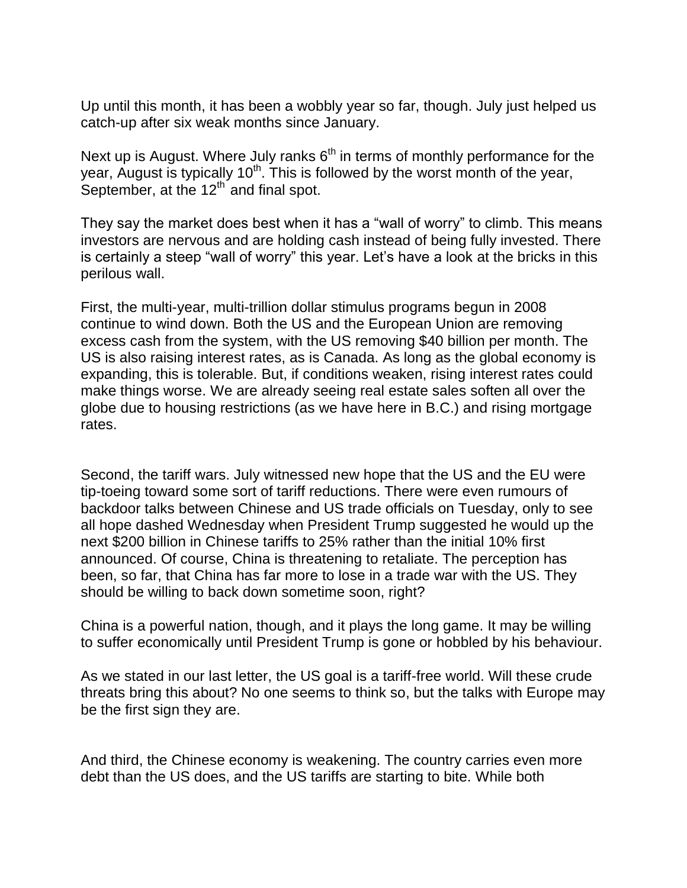Up until this month, it has been a wobbly year so far, though. July just helped us catch-up after six weak months since January.

Next up is August. Where July ranks 6th in terms of monthly performance for the year, August is typically 10th. This is followed by the worst month of the year, September, at the 12th and final spot.

They say the market does best when it has a "wall of worry" to climb. This means investors are nervous and are holding cash instead of being fully invested. There is certainly a steep "wall of worry" this year. Let's have a look at the bricks in this perilous wall.

First, the multi-year, multi-trillion dollar stimulus programs begun in 2008 continue to wind down. Both the US and the European Union are removing excess cash from the system, with the US removing $40 billion per month. The US is also raising interest rates, as is Canada. As long as the global economy is expanding, this is tolerable. But, if conditions weaken, rising interest rates could make things worse. We are already seeing real estate sales soften all over the globe due to housing restrictions (as we have here in B.C.) and rising mortgage rates.

Second, the tariff wars. July witnessed new hope that the US and the EU were tip-toeing toward some sort of tariff reductions. There were even rumours of backdoor talks between Chinese and US trade officials on Tuesday, only to see all hope dashed Wednesday when President Trump suggested he would up the next $200 billion in Chinese tariffs to 25% rather than the initial 10% first announced. Of course, China is threatening to retaliate. The perception has been, so far, that China has far more to lose in a trade war with the US. They should be willing to back down sometime soon, right?

China is a powerful nation, though, and it plays the long game. It may be willing to suffer economically until President Trump is gone or hobbled by his behaviour.

As we stated in our last letter, the US goal is a tariff-free world. Will these crude threats bring this about? No one seems to think so, but the talks with Europe may be the first sign they are.

And third, the Chinese economy is weakening. The country carries even more debt than the US does, and the US tariffs are starting to bite. While both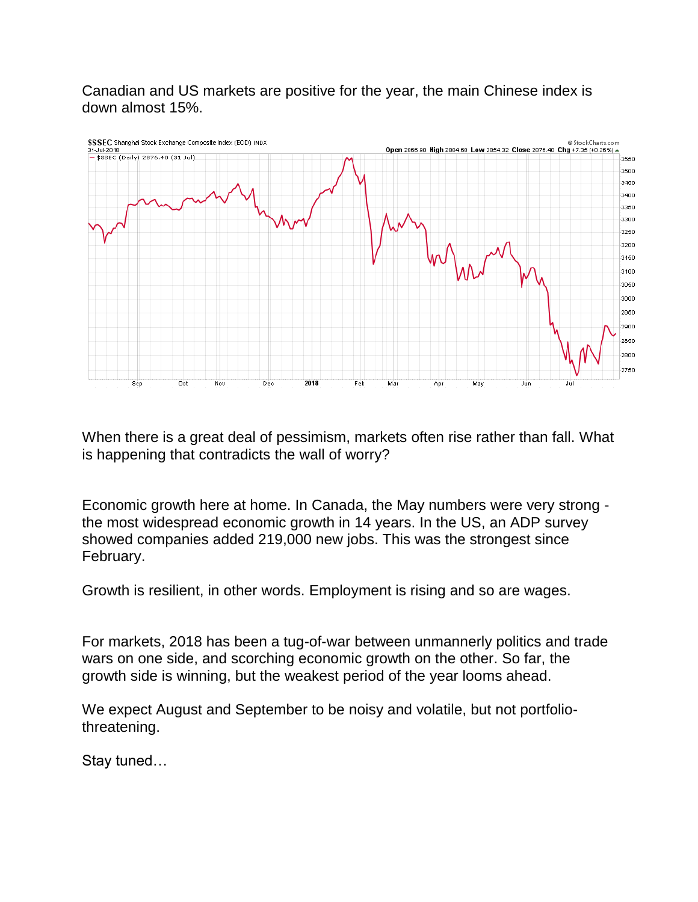Canadian and US markets are positive for the year, the main Chinese index is down almost 15%.

When there is a great deal of pessimism, markets often rise rather than fall. What is happening that contradicts the wall of worry?

Economic growth here at home. In Canada, the May numbers were very strong - the most widespread economic growth in 14 years. In the US, an ADP survey showed companies added 219,000 new jobs. This was the strongest since February.

Growth is resilient, in other words. Employment is rising and so are wages.

For markets, 2018 has been a tug-of-war between unmannerly politics and trade wars on one side, and scorching economic growth on the other. So far, the growth side is winning, but the weakest period of the year looms ahead.

We expect August and September to be noisy and volatile, but not portfolio-threatening.

Stay tuned…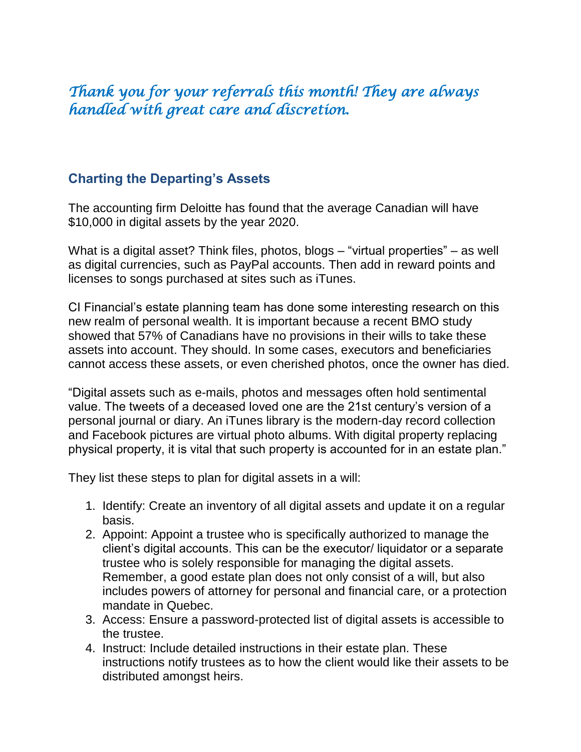*Thank you for your referrals this month! They are always handled with great care and discretion.*

## Charting the Departing's Assets

The accounting firm Deloitte has found that the average Canadian will have $10,000 in digital assets by the year 2020.

What is a digital asset? Think files, photos, blogs – "virtual properties" – as well as digital currencies, such as PayPal accounts. Then add in reward points and licenses to songs purchased at sites such as iTunes.

CI Financial's estate planning team has done some interesting research on this new realm of personal wealth. It is important because a recent BMO study showed that 57% of Canadians have no provisions in their wills to take these assets into account. They should. In some cases, executors and beneficiaries cannot access these assets, or even cherished photos, once the owner has died.

"Digital assets such as e-mails, photos and messages often hold sentimental value. The tweets of a deceased loved one are the 21st century's version of a personal journal or diary. An iTunes library is the modern-day record collection and Facebook pictures are virtual photo albums. With digital property replacing physical property, it is vital that such property is accounted for in an estate plan."

They list these steps to plan for digital assets in a will:

1. Identify: Create an inventory of all digital assets and update it on a regular basis.
2. Appoint: Appoint a trustee who is specifically authorized to manage the client's digital accounts. This can be the executor/ liquidator or a separate trustee who is solely responsible for managing the digital assets. Remember, a good estate plan does not only consist of a will, but also includes powers of attorney for personal and financial care, or a protection mandate in Quebec.
3. Access: Ensure a password-protected list of digital assets is accessible to the trustee.
4. Instruct: Include detailed instructions in their estate plan. These instructions notify trustees as to how the client would like their assets to be distributed amongst heirs.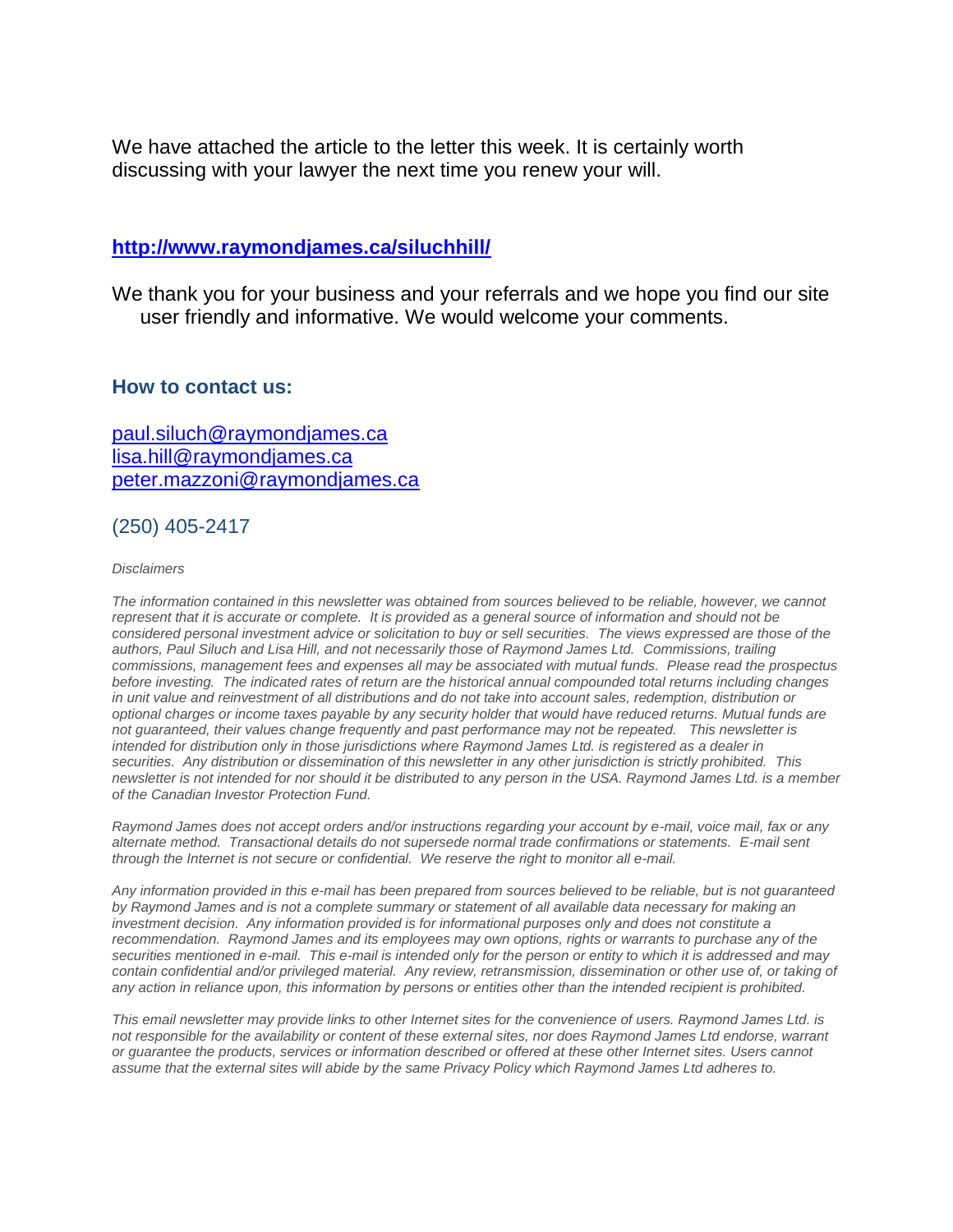We have attached the article to the letter this week. It is certainly worth discussing with your lawyer the next time you renew your will.

**[http://www.raymondjames.ca/siluchhill/](http://www.raymondjames.ca/siluchhill/)**

We thank you for your business and your referrals and we hope you find our site user friendly and informative. We would welcome your comments.

### How to contact us:

[paul.siluch@raymondjames.ca](mailto:paul.siluch@raymondjames.ca)
[lisa.hill@raymondjames.ca](mailto:lisa.hill@raymondjames.ca)
[peter.mazzoni@raymondjames.ca](mailto:peter.mazzoni@raymondjames.ca)

(250) 405-2417

*Disclaimers*

*The information contained in this newsletter was obtained from sources believed to be reliable, however, we cannot represent that it is accurate or complete. It is provided as a general source of information and should not be considered personal investment advice or solicitation to buy or sell securities. The views expressed are those of the authors, Paul Siluch and Lisa Hill, and not necessarily those of Raymond James Ltd. Commissions, trailing commissions, management fees and expenses all may be associated with mutual funds. Please read the prospectus before investing. The indicated rates of return are the historical annual compounded total returns including changes in unit value and reinvestment of all distributions and do not take into account sales, redemption, distribution or optional charges or income taxes payable by any security holder that would have reduced returns. Mutual funds are not guaranteed, their values change frequently and past performance may not be repeated. This newsletter is intended for distribution only in those jurisdictions where Raymond James Ltd. is registered as a dealer in securities. Any distribution or dissemination of this newsletter in any other jurisdiction is strictly prohibited. This newsletter is not intended for nor should it be distributed to any person in the USA. Raymond James Ltd. is a member of the Canadian Investor Protection Fund.*

*Raymond James does not accept orders and/or instructions regarding your account by e-mail, voice mail, fax or any alternate method. Transactional details do not supersede normal trade confirmations or statements. E-mail sent through the Internet is not secure or confidential. We reserve the right to monitor all e-mail.*

*Any information provided in this e-mail has been prepared from sources believed to be reliable, but is not guaranteed by Raymond James and is not a complete summary or statement of all available data necessary for making an investment decision. Any information provided is for informational purposes only and does not constitute a recommendation. Raymond James and its employees may own options, rights or warrants to purchase any of the securities mentioned in e-mail. This e-mail is intended only for the person or entity to which it is addressed and may contain confidential and/or privileged material. Any review, retransmission, dissemination or other use of, or taking of any action in reliance upon, this information by persons or entities other than the intended recipient is prohibited.*

*This email newsletter may provide links to other Internet sites for the convenience of users. Raymond James Ltd. is not responsible for the availability or content of these external sites, nor does Raymond James Ltd endorse, warrant or guarantee the products, services or information described or offered at these other Internet sites. Users cannot assume that the external sites will abide by the same Privacy Policy which Raymond James Ltd adheres to.*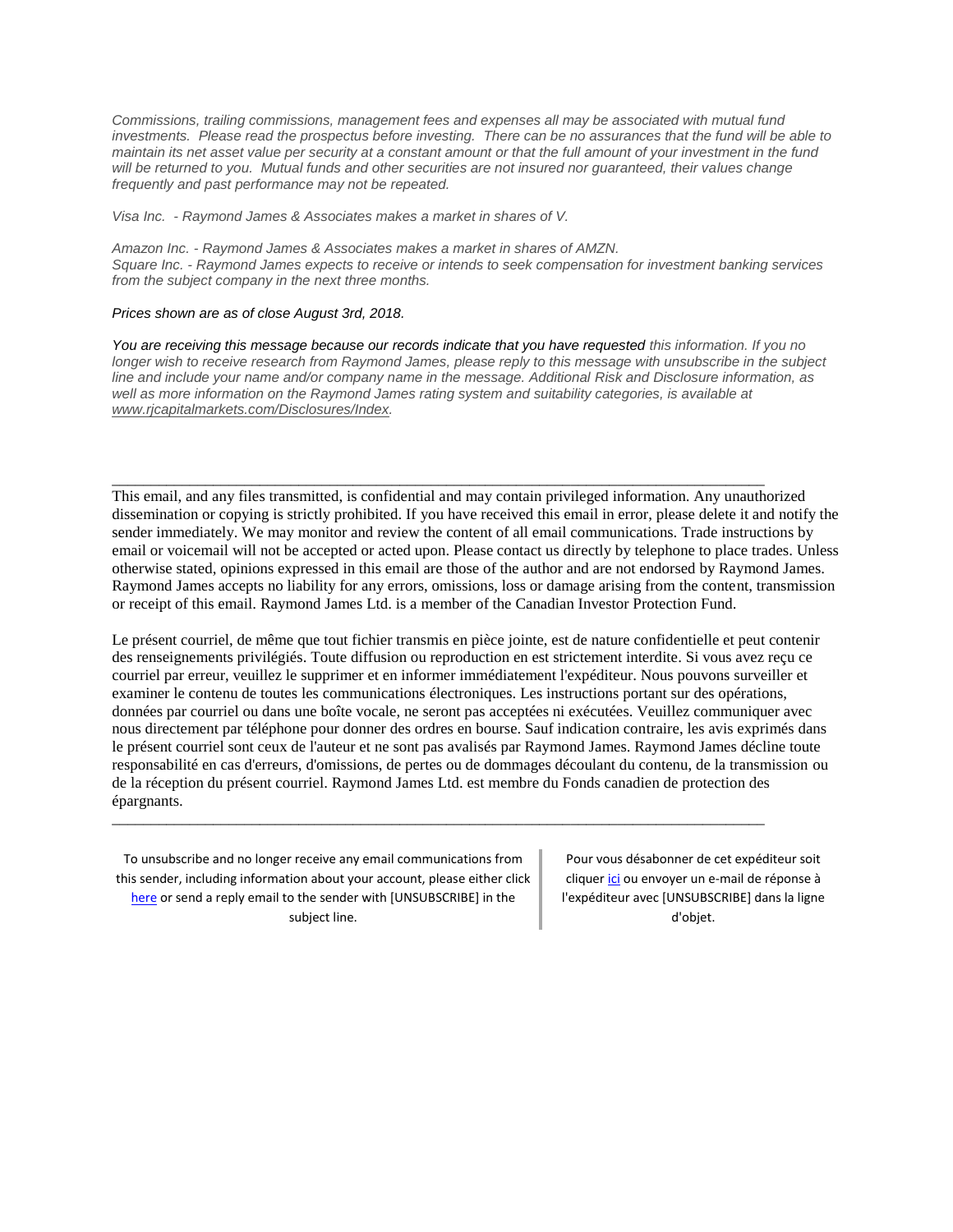*Commissions, trailing commissions, management fees and expenses all may be associated with mutual fund investments. Please read the prospectus before investing. There can be no assurances that the fund will be able to maintain its net asset value per security at a constant amount or that the full amount of your investment in the fund will be returned to you. Mutual funds and other securities are not insured nor guaranteed, their values change frequently and past performance may not be repeated.*

*Visa Inc. - Raymond James & Associates makes a market in shares of V.*

*Amazon Inc. - Raymond James & Associates makes a market in shares of AMZN.*
*Square Inc. - Raymond James expects to receive or intends to seek compensation for investment banking services from the subject company in the next three months.*

*Prices shown are as of close August 3rd, 2018.*

*You are receiving this message because our records indicate that you have requested this information. If you no longer wish to receive research from Raymond James, please reply to this message with unsubscribe in the subject line and include your name and/or company name in the message. Additional Risk and Disclosure information, as well as more information on the Raymond James rating system and suitability categories, is available at www.rjcapitalmarkets.com/Disclosures/Index.*

---

This email, and any files transmitted, is confidential and may contain privileged information. Any unauthorized dissemination or copying is strictly prohibited. If you have received this email in error, please delete it and notify the sender immediately. We may monitor and review the content of all email communications. Trade instructions by email or voicemail will not be accepted or acted upon. Please contact us directly by telephone to place trades. Unless otherwise stated, opinions expressed in this email are those of the author and are not endorsed by Raymond James. Raymond James accepts no liability for any errors, omissions, loss or damage arising from the content, transmission or receipt of this email. Raymond James Ltd. is a member of the Canadian Investor Protection Fund.

Le présent courriel, de même que tout fichier transmis en pièce jointe, est de nature confidentielle et peut contenir des renseignements privilégiés. Toute diffusion ou reproduction en est strictement interdite. Si vous avez reçu ce courriel par erreur, veuillez le supprimer et en informer immédiatement l'expéditeur. Nous pouvons surveiller et examiner le contenu de toutes les communications électroniques. Les instructions portant sur des opérations, données par courriel ou dans une boîte vocale, ne seront pas acceptées ni exécutées. Veuillez communiquer avec nous directement par téléphone pour donner des ordres en bourse. Sauf indication contraire, les avis exprimés dans le présent courriel sont ceux de l'auteur et ne sont pas avalisés par Raymond James. Raymond James décline toute responsabilité en cas d'erreurs, d'omissions, de pertes ou de dommages découlant du contenu, de la transmission ou de la réception du présent courriel. Raymond James Ltd. est membre du Fonds canadien de protection des épargnants.

---

To unsubscribe and no longer receive any email communications from this sender, including information about your account, please either click here or send a reply email to the sender with [UNSUBSCRIBE] in the subject line.

Pour vous désabonner de cet expéditeur soit cliquer ici ou envoyer un e-mail de réponse à l'expéditeur avec [UNSUBSCRIBE] dans la ligne d'objet.